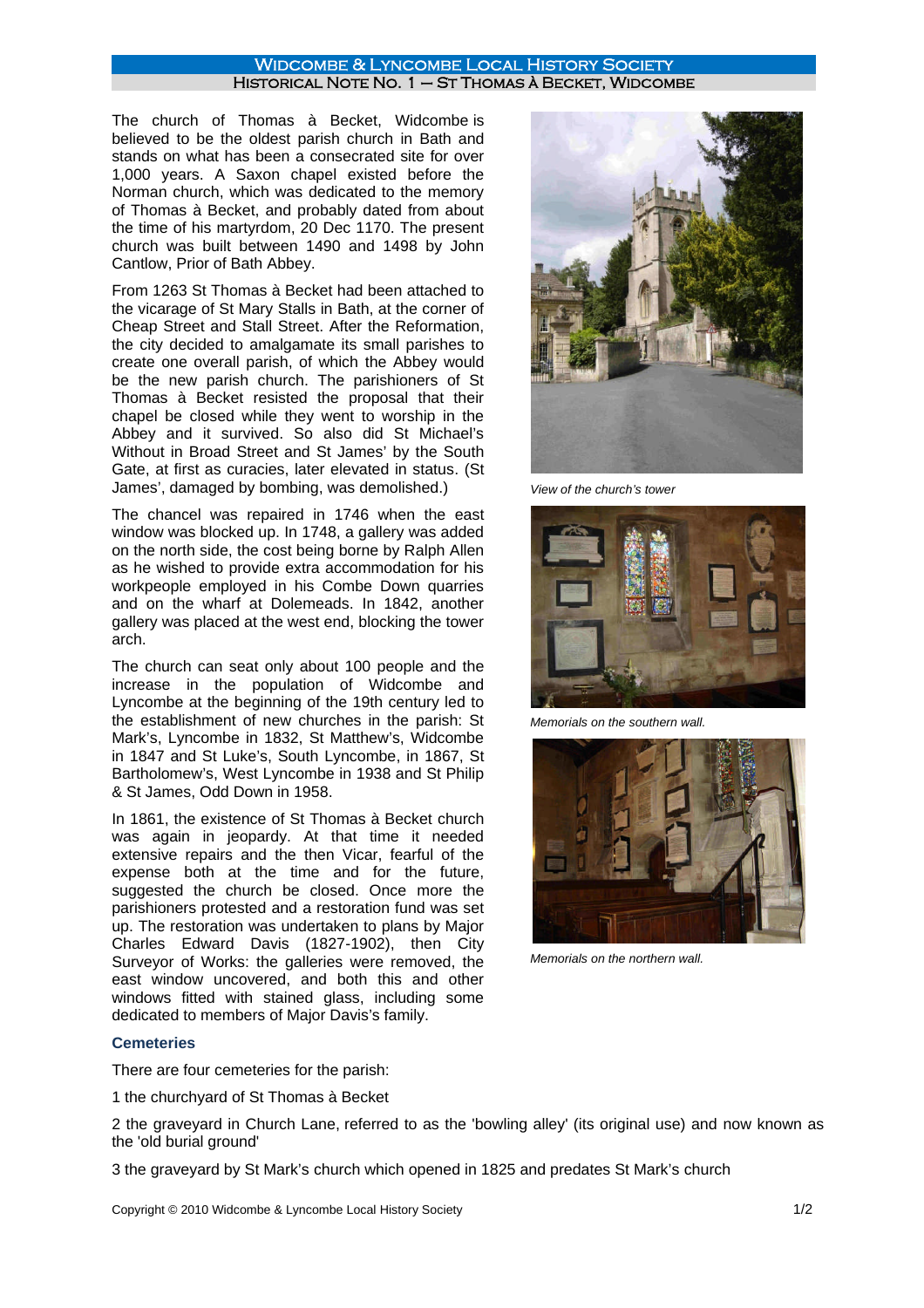# Widcombe & Lyncombe Local History Society

## Historical Note No. 1 – St Thomas à Becket, Widcombe

The church of Thomas à Becket, Widcombe is believed to be the oldest parish church in Bath and stands on what has been a consecrated site for over 1,000 years. A Saxon chapel existed before the Norman church, which was dedicated to the memory of Thomas à Becket, and probably dated from about the time of his martyrdom, 20 Dec 1170. The present church was built between 1490 and 1498 by John Cantlow, Prior of Bath Abbey.

From 1263 St Thomas à Becket had been attached to the vicarage of St Mary Stalls in Bath, at the corner of Cheap Street and Stall Street. After the Reformation, the city decided to amalgamate its small parishes to create one overall parish, of which the Abbey would be the new parish church. The parishioners of St Thomas à Becket resisted the proposal that their chapel be closed while they went to worship in the Abbey and it survived. So also did St Michael's Without in Broad Street and St James' by the South Gate, at first as curacies, later elevated in status. (St James', damaged by bombing, was demolished.)

The chancel was repaired in 1746 when the east window was blocked up. In 1748, a gallery was added on the north side, the cost being borne by Ralph Allen as he wished to provide extra accommodation for his workpeople employed in his Combe Down quarries and on the wharf at Dolemeads. In 1842, another gallery was placed at the west end, blocking the tower arch.

The church can seat only about 100 people and the increase in the population of Widcombe and Lyncombe at the beginning of the 19th century led to the establishment of new churches in the parish: St Mark's, Lyncombe in 1832, St Matthew's, Widcombe in 1847 and St Luke's, South Lyncombe, in 1867, St Bartholomew's, West Lyncombe in 1938 and St Philip & St James, Odd Down in 1958.

In 1861, the existence of St Thomas à Becket church was again in jeopardy. At that time it needed extensive repairs and the then Vicar, fearful of the expense both at the time and for the future, suggested the church be closed. Once more the parishioners protested and a restoration fund was set up. The restoration was undertaken to plans by Major Charles Edward Davis (1827-1902), then City Surveyor of Works: the galleries were removed, the east window uncovered, and both this and other windows fitted with stained glass, including some dedicated to members of Major Davis's family.

*View of the church's tower*

*Memorials on the southern wall.*

*Memorials on the northern wall.*

### Cemeteries

There are four cemeteries for the parish:

1 the churchyard of St Thomas à Becket

2 the graveyard in Church Lane, referred to as the 'bowling alley' (its original use) and now known as the 'old burial ground'

3 the graveyard by St Mark's church which opened in 1825 and predates St Mark's church

Copyright © 2010 Widcombe & Lyncombe Local History Society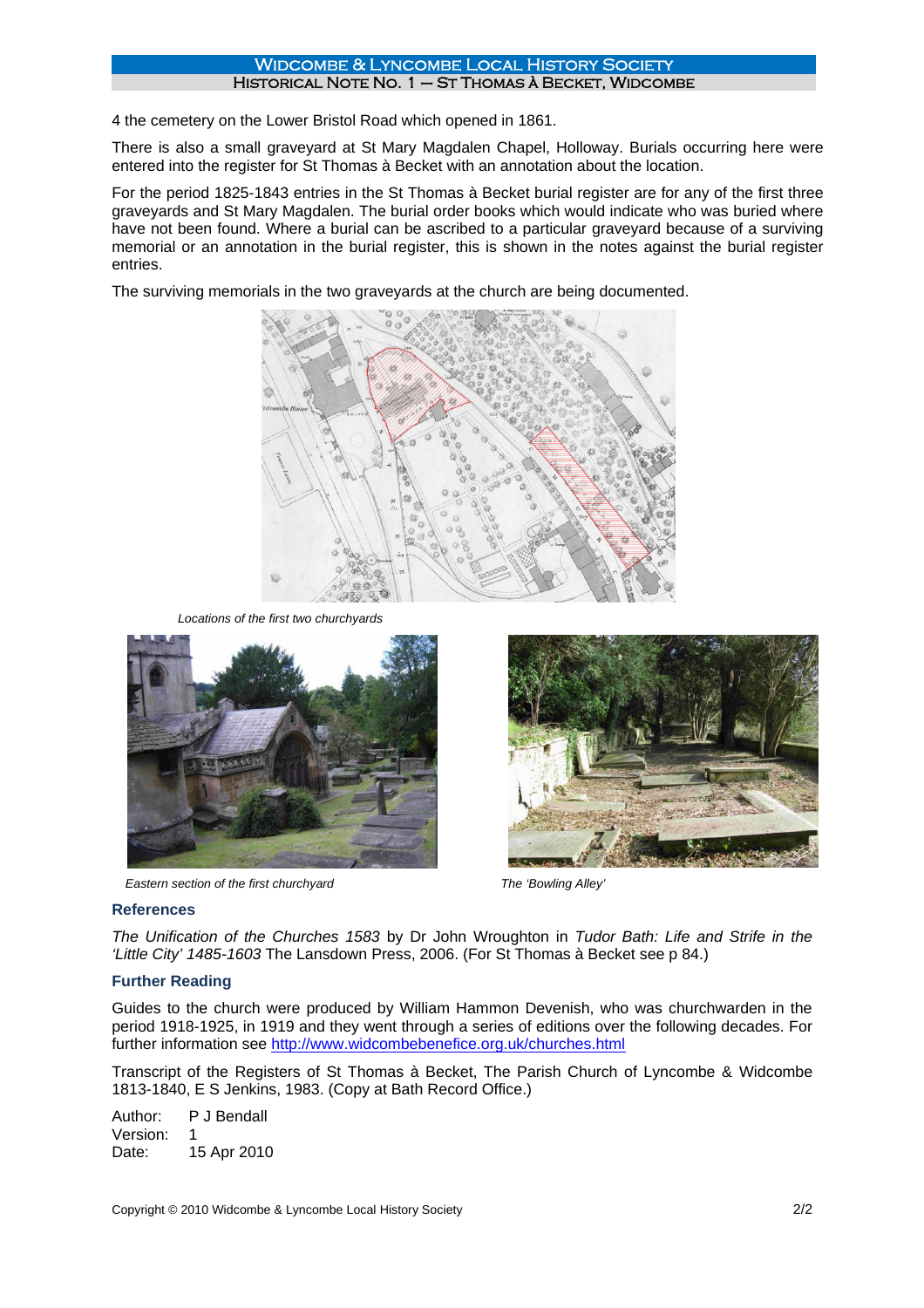4 the cemetery on the Lower Bristol Road which opened in 1861.

There is also a small graveyard at St Mary Magdalen Chapel, Holloway. Burials occurring here were entered into the register for St Thomas à Becket with an annotation about the location.

For the period 1825-1843 entries in the St Thomas à Becket burial register are for any of the first three graveyards and St Mary Magdalen. The burial order books which would indicate who was buried where have not been found. Where a burial can be ascribed to a particular graveyard because of a surviving memorial or an annotation in the burial register, this is shown in the notes against the burial register entries.

The surviving memorials in the two graveyards at the church are being documented.

*Locations of the first two churchyards*

*Eastern section of the first churchyard*

*The 'Bowling Alley'*

### References

*The Unification of the Churches 1583* by Dr John Wroughton in *Tudor Bath: Life and Strife in the 'Little City' 1485-1603* The Lansdown Press, 2006. (For St Thomas à Becket see p 84.)

### Further Reading

Guides to the church were produced by William Hammon Devenish, who was churchwarden in the period 1918-1925, in 1919 and they went through a series of editions over the following decades. For further information see http://www.widcombebenefice.org.uk/churches.html

Transcript of the Registers of St Thomas à Becket, The Parish Church of Lyncombe & Widcombe 1813-1840, E S Jenkins, 1983. (Copy at Bath Record Office.)

Author: P J Bendall
Version: 1
Date: 15 Apr 2010

Copyright © 2010 Widcombe & Lyncombe Local History Society